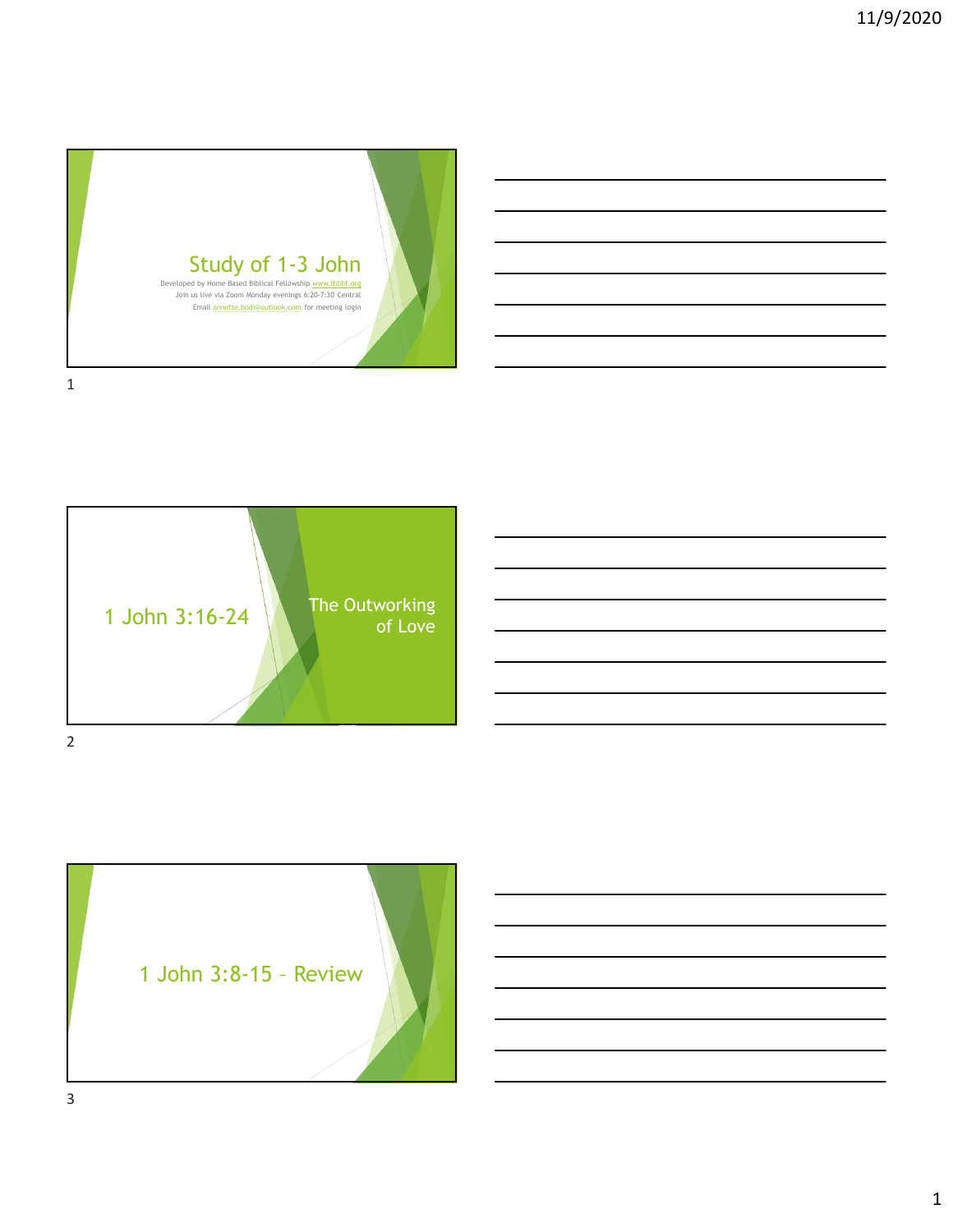# Study of 1-3 John

Developed by Home Based Biblical Fellowship www.thbbf.org
Join us live via Zoom Monday evenings 6:20-7:30 Central
Email annette.bodi@outlook.com for meeting login

## 1 John 3:16-24

The Outworking of Love

## 1 John 3:8-15 – Review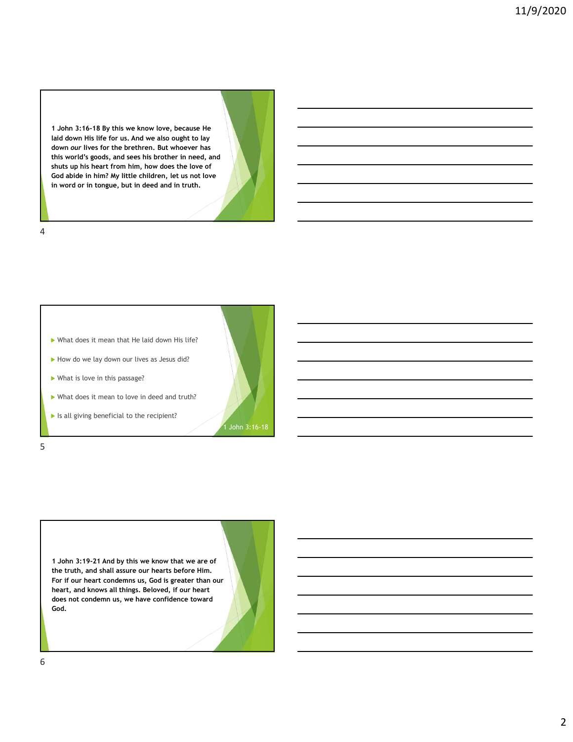**1 John 3:16-18 By this we know love, because He laid down His life for us. And we also ought to lay down *our* lives for the brethren. But whoever has this world's goods, and sees his brother in need, and shuts up his heart from him, how does the love of God abide in him? My little children, let us not love in word or in tongue, but in deed and in truth.**

- What does it mean that He laid down His life?
- How do we lay down our lives as Jesus did?
- What is love in this passage?
- What does it mean to love in deed and truth?
- Is all giving beneficial to the recipient?

1 John 3:16-18

**1 John 3:19-21 And by this we know that we are of the truth, and shall assure our hearts before Him. For if our heart condemns us, God is greater than our heart, and knows all things. Beloved, if our heart does not condemn us, we have confidence toward God.**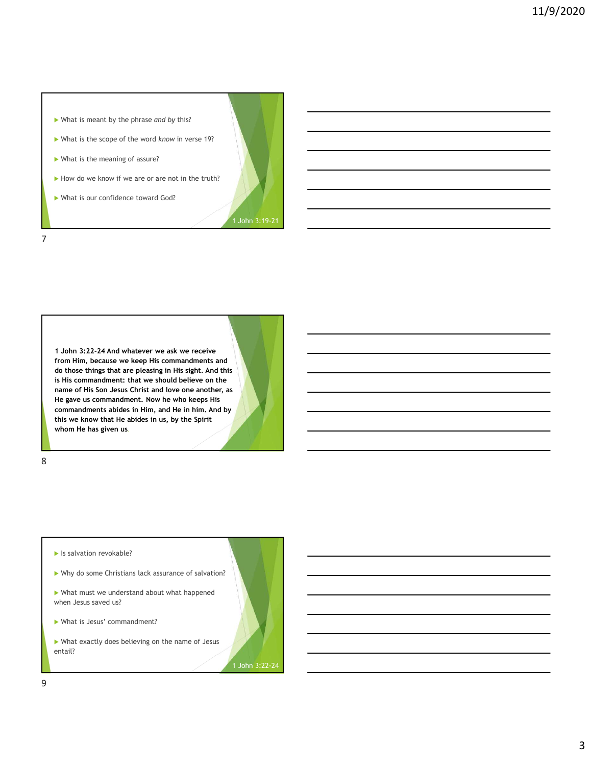- What is meant by the phrase *and by* this?
- What is the scope of the word *know* in verse 19?
- What is the meaning of assure?
- How do we know if we are or are not in the truth?
- What is our confidence toward God?

1 John 3:19-21

**1 John 3:22-24 And whatever we ask we receive from Him, because we keep His commandments and do those things that are pleasing in His sight. And this is His commandment: that we should believe on the name of His Son Jesus Christ and love one another, as He gave us commandment. Now he who keeps His commandments abides in Him, and He in him. And by this we know that He abides in us, by the Spirit whom He has given us**

- Is salvation revokable?
- Why do some Christians lack assurance of salvation?
- What must we understand about what happened when Jesus saved us?
- What is Jesus' commandment?
- What exactly does believing on the name of Jesus entail?

1 John 3:22-24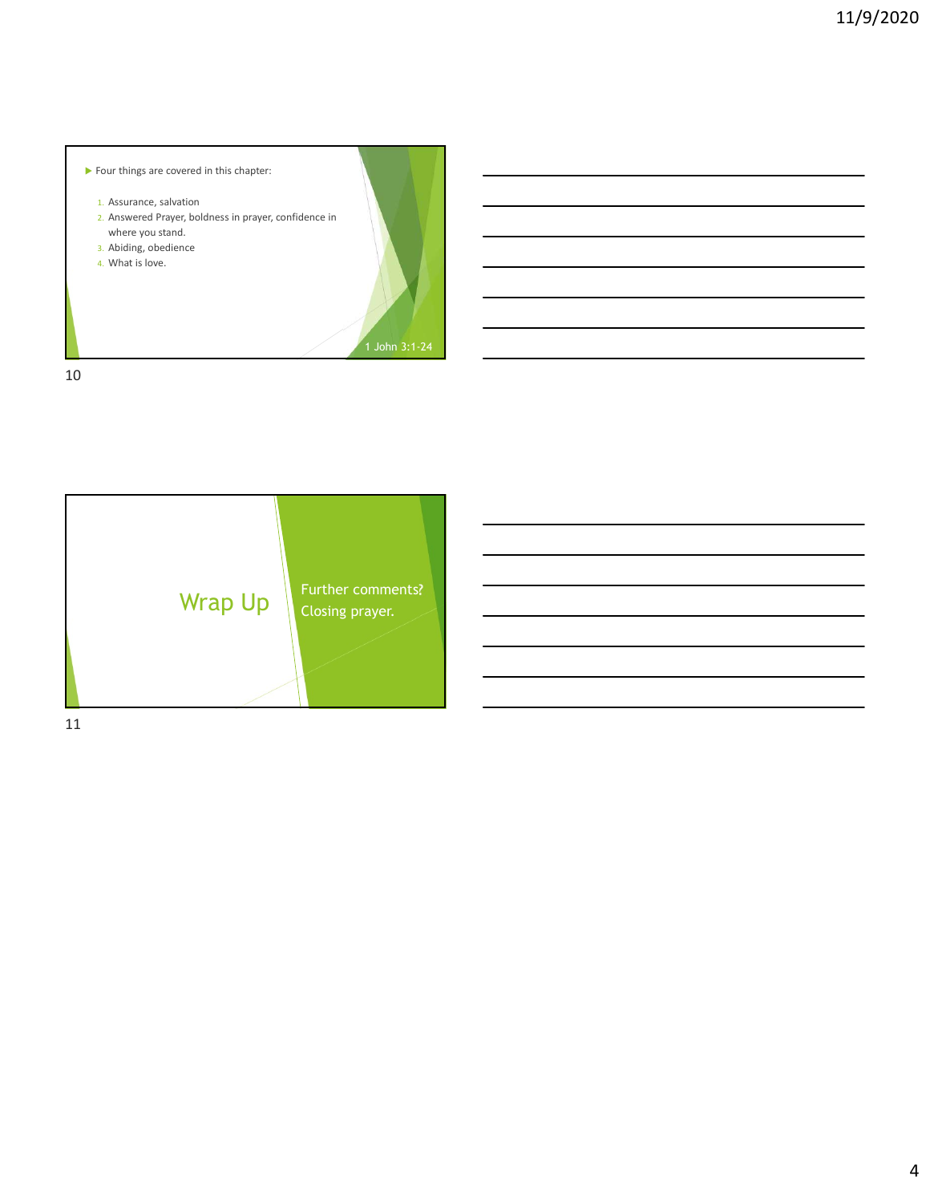- Four things are covered in this chapter:

1. Assurance, salvation
2. Answered Prayer, boldness in prayer, confidence in where you stand.
3. Abiding, obedience
4. What is love.

1 John 3:1-24

10

## Wrap Up

Further comments?
Closing prayer.

11